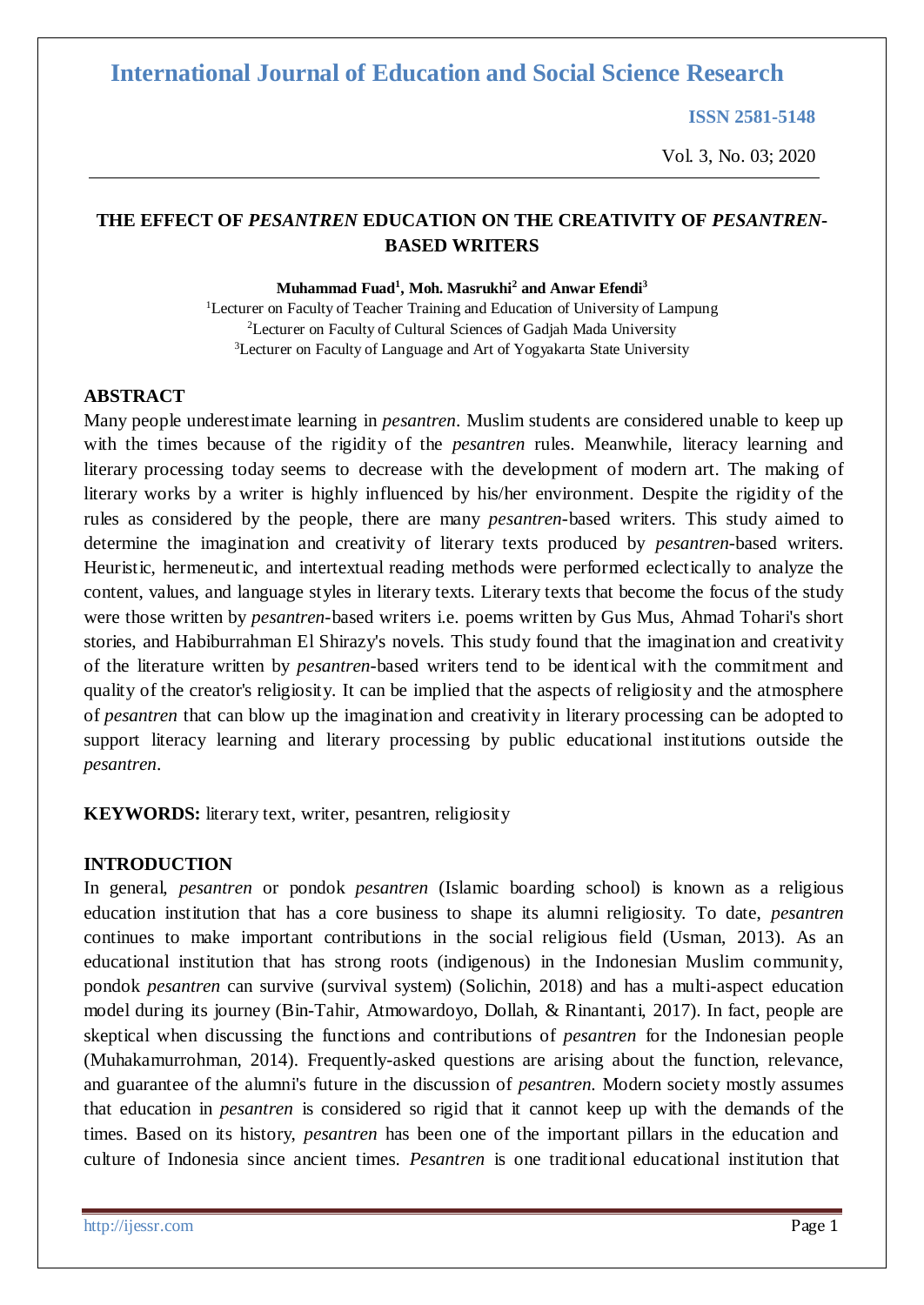# THE EFFECT OF *PESANTREN* EDUCATION ON THE CREATIVITY OF *PESANTREN*-BASED WRITERS

**Muhammad Fuad[1], Moh. Masrukhi[2] and Anwar Efendi[3]**

[1]Lecturer on Faculty of Teacher Training and Education of University of Lampung
[2]Lecturer on Faculty of Cultural Sciences of Gadjah Mada University
[3]Lecturer on Faculty of Language and Art of Yogyakarta State University

## ABSTRACT

Many people underestimate learning in *pesantren*. Muslim students are considered unable to keep up with the times because of the rigidity of the *pesantren* rules. Meanwhile, literacy learning and literary processing today seems to decrease with the development of modern art. The making of literary works by a writer is highly influenced by his/her environment. Despite the rigidity of the rules as considered by the people, there are many *pesantren*-based writers. This study aimed to determine the imagination and creativity of literary texts produced by *pesantren*-based writers. Heuristic, hermeneutic, and intertextual reading methods were performed eclectically to analyze the content, values, and language styles in literary texts. Literary texts that become the focus of the study were those written by *pesantren*-based writers i.e. poems written by Gus Mus, Ahmad Tohari's short stories, and Habiburrahman El Shirazy's novels. This study found that the imagination and creativity of the literature written by *pesantren*-based writers tend to be identical with the commitment and quality of the creator's religiosity. It can be implied that the aspects of religiosity and the atmosphere of *pesantren* that can blow up the imagination and creativity in literary processing can be adopted to support literacy learning and literary processing by public educational institutions outside the *pesantren*.

**KEYWORDS:** literary text, writer, pesantren, religiosity

## INTRODUCTION

In general, *pesantren* or pondok *pesantren* (Islamic boarding school) is known as a religious education institution that has a core business to shape its alumni religiosity. To date, *pesantren* continues to make important contributions in the social religious field (Usman, 2013). As an educational institution that has strong roots (indigenous) in the Indonesian Muslim community, pondok *pesantren* can survive (survival system) (Solichin, 2018) and has a multi-aspect education model during its journey (Bin-Tahir, Atmowardoyo, Dollah, & Rinantanti, 2017). In fact, people are skeptical when discussing the functions and contributions of *pesantren* for the Indonesian people (Muhakamurrohman, 2014). Frequently-asked questions are arising about the function, relevance, and guarantee of the alumni's future in the discussion of *pesantren*. Modern society mostly assumes that education in *pesantren* is considered so rigid that it cannot keep up with the demands of the times. Based on its history, *pesantren* has been one of the important pillars in the education and culture of Indonesia since ancient times. *Pesantren* is one traditional educational institution that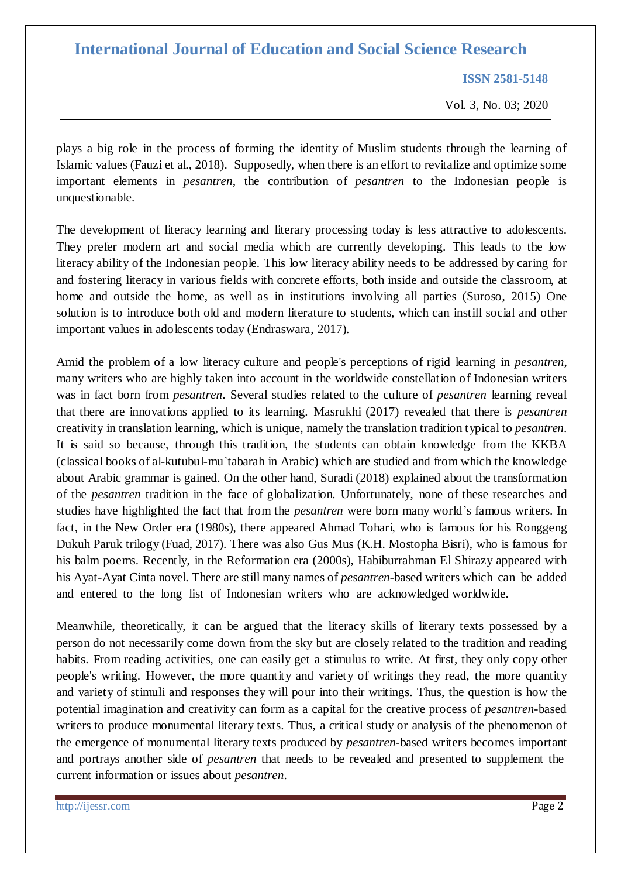plays a big role in the process of forming the identity of Muslim students through the learning of Islamic values (Fauzi et al., 2018). Supposedly, when there is an effort to revitalize and optimize some important elements in *pesantren*, the contribution of *pesantren* to the Indonesian people is unquestionable.

The development of literacy learning and literary processing today is less attractive to adolescents. They prefer modern art and social media which are currently developing. This leads to the low literacy ability of the Indonesian people. This low literacy ability needs to be addressed by caring for and fostering literacy in various fields with concrete efforts, both inside and outside the classroom, at home and outside the home, as well as in institutions involving all parties (Suroso, 2015) One solution is to introduce both old and modern literature to students, which can instill social and other important values in adolescents today (Endraswara, 2017).

Amid the problem of a low literacy culture and people's perceptions of rigid learning in *pesantren*, many writers who are highly taken into account in the worldwide constellation of Indonesian writers was in fact born from *pesantren*. Several studies related to the culture of *pesantren* learning reveal that there are innovations applied to its learning. Masrukhi (2017) revealed that there is *pesantren* creativity in translation learning, which is unique, namely the translation tradition typical to *pesantren*. It is said so because, through this tradition, the students can obtain knowledge from the KKBA (classical books of al-kutubul-mu`tabarah in Arabic) which are studied and from which the knowledge about Arabic grammar is gained. On the other hand, Suradi (2018) explained about the transformation of the *pesantren* tradition in the face of globalization. Unfortunately, none of these researches and studies have highlighted the fact that from the *pesantren* were born many world's famous writers. In fact, in the New Order era (1980s), there appeared Ahmad Tohari, who is famous for his Ronggeng Dukuh Paruk trilogy (Fuad, 2017). There was also Gus Mus (K.H. Mostopha Bisri), who is famous for his balm poems. Recently, in the Reformation era (2000s), Habiburrahman El Shirazy appeared with his Ayat-Ayat Cinta novel. There are still many names of *pesantren*-based writers which can be added and entered to the long list of Indonesian writers who are acknowledged worldwide.

Meanwhile, theoretically, it can be argued that the literacy skills of literary texts possessed by a person do not necessarily come down from the sky but are closely related to the tradition and reading habits. From reading activities, one can easily get a stimulus to write. At first, they only copy other people's writing. However, the more quantity and variety of writings they read, the more quantity and variety of stimuli and responses they will pour into their writings. Thus, the question is how the potential imagination and creativity can form as a capital for the creative process of *pesantren*-based writers to produce monumental literary texts. Thus, a critical study or analysis of the phenomenon of the emergence of monumental literary texts produced by *pesantren*-based writers becomes important and portrays another side of *pesantren* that needs to be revealed and presented to supplement the current information or issues about *pesantren*.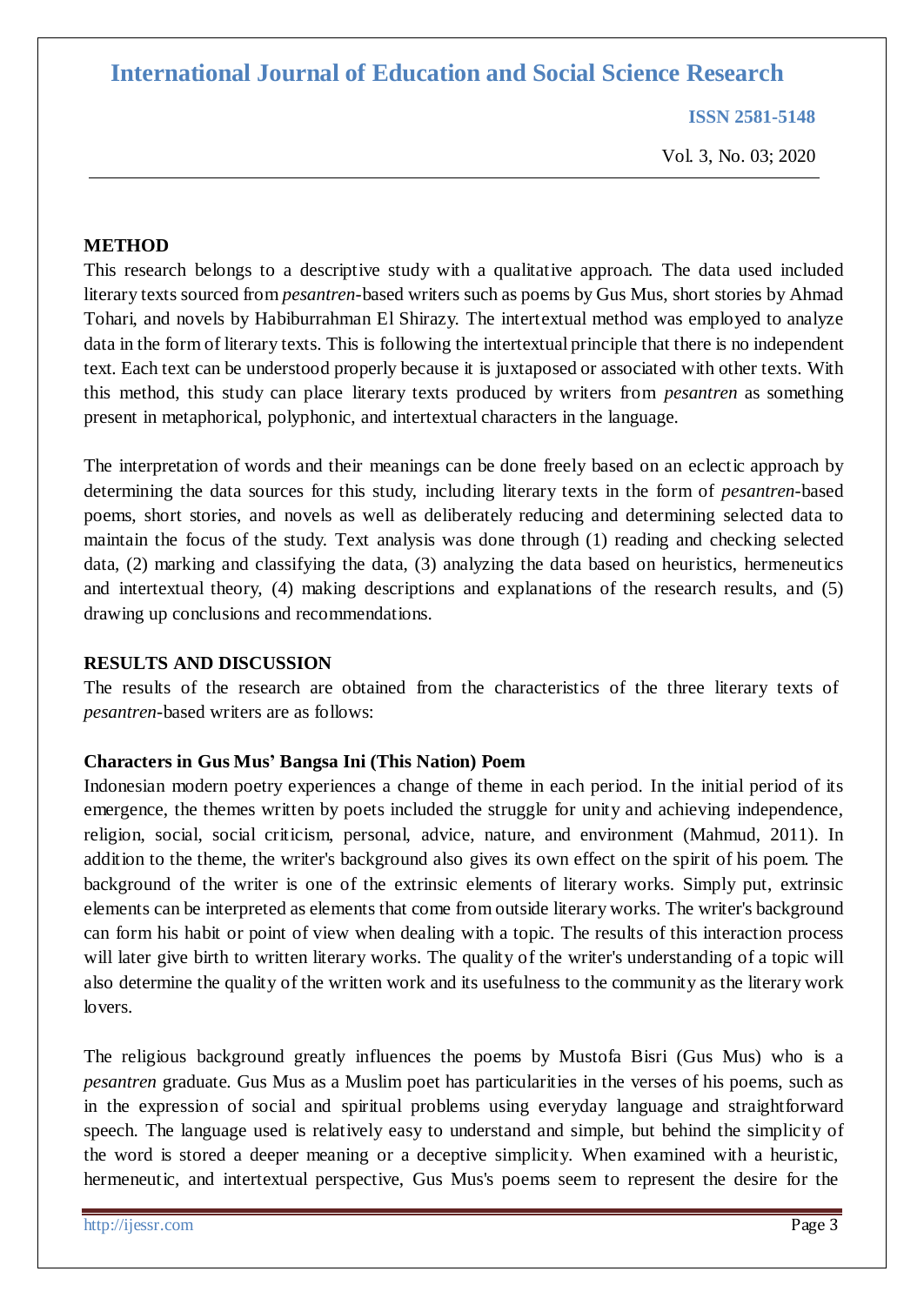## METHOD

This research belongs to a descriptive study with a qualitative approach. The data used included literary texts sourced from *pesantren*-based writers such as poems by Gus Mus, short stories by Ahmad Tohari, and novels by Habiburrahman El Shirazy. The intertextual method was employed to analyze data in the form of literary texts. This is following the intertextual principle that there is no independent text. Each text can be understood properly because it is juxtaposed or associated with other texts. With this method, this study can place literary texts produced by writers from *pesantren* as something present in metaphorical, polyphonic, and intertextual characters in the language.

The interpretation of words and their meanings can be done freely based on an eclectic approach by determining the data sources for this study, including literary texts in the form of *pesantren*-based poems, short stories, and novels as well as deliberately reducing and determining selected data to maintain the focus of the study. Text analysis was done through (1) reading and checking selected data, (2) marking and classifying the data, (3) analyzing the data based on heuristics, hermeneutics and intertextual theory, (4) making descriptions and explanations of the research results, and (5) drawing up conclusions and recommendations.

## RESULTS AND DISCUSSION

The results of the research are obtained from the characteristics of the three literary texts of *pesantren*-based writers are as follows:

### Characters in Gus Mus' Bangsa Ini (This Nation) Poem

Indonesian modern poetry experiences a change of theme in each period. In the initial period of its emergence, the themes written by poets included the struggle for unity and achieving independence, religion, social, social criticism, personal, advice, nature, and environment (Mahmud, 2011). In addition to the theme, the writer's background also gives its own effect on the spirit of his poem. The background of the writer is one of the extrinsic elements of literary works. Simply put, extrinsic elements can be interpreted as elements that come from outside literary works. The writer's background can form his habit or point of view when dealing with a topic. The results of this interaction process will later give birth to written literary works. The quality of the writer's understanding of a topic will also determine the quality of the written work and its usefulness to the community as the literary work lovers.

The religious background greatly influences the poems by Mustofa Bisri (Gus Mus) who is a *pesantren* graduate. Gus Mus as a Muslim poet has particularities in the verses of his poems, such as in the expression of social and spiritual problems using everyday language and straightforward speech. The language used is relatively easy to understand and simple, but behind the simplicity of the word is stored a deeper meaning or a deceptive simplicity. When examined with a heuristic, hermeneutic, and intertextual perspective, Gus Mus's poems seem to represent the desire for the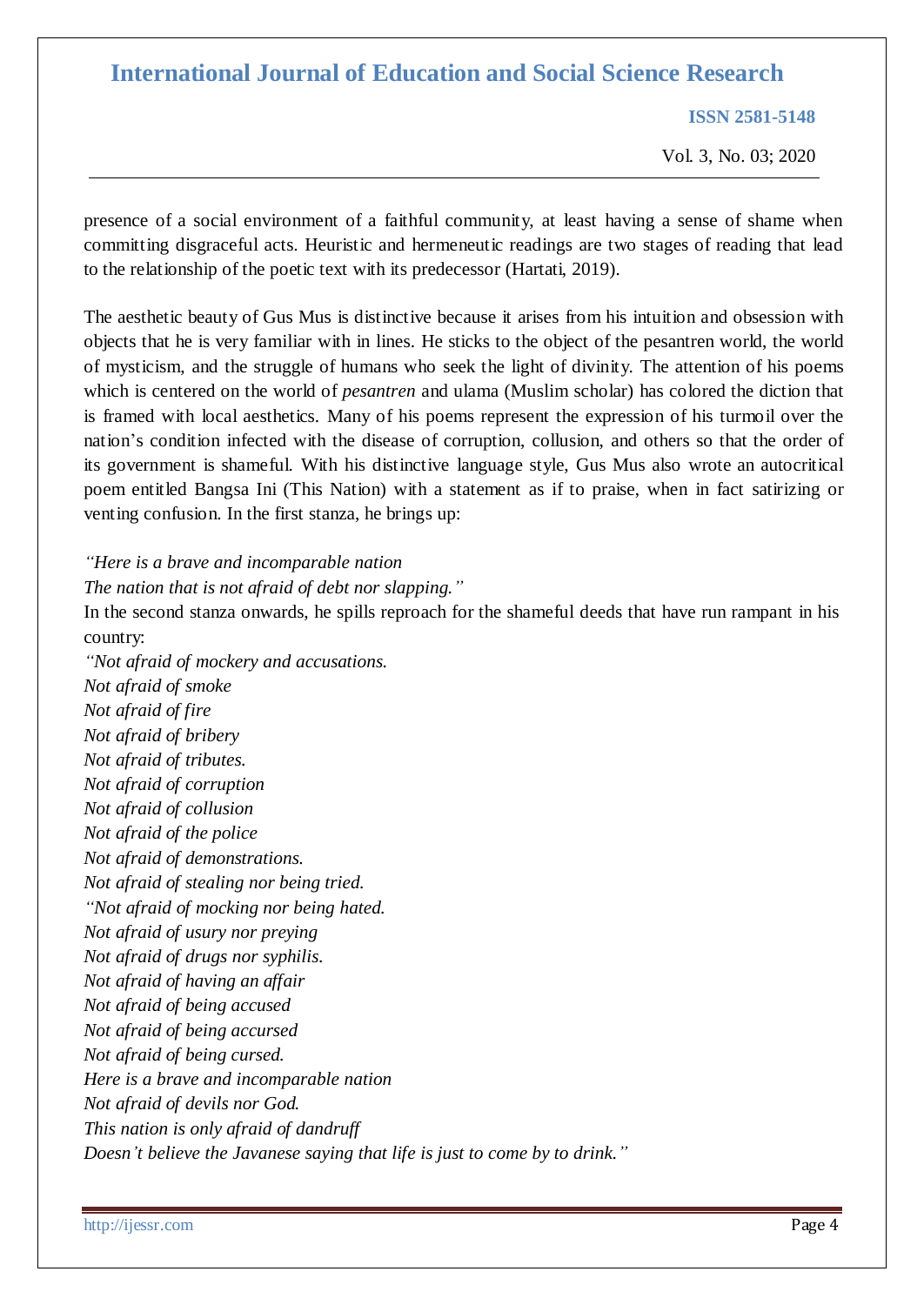presence of a social environment of a faithful community, at least having a sense of shame when committing disgraceful acts. Heuristic and hermeneutic readings are two stages of reading that lead to the relationship of the poetic text with its predecessor (Hartati, 2019).

The aesthetic beauty of Gus Mus is distinctive because it arises from his intuition and obsession with objects that he is very familiar with in lines. He sticks to the object of the pesantren world, the world of mysticism, and the struggle of humans who seek the light of divinity. The attention of his poems which is centered on the world of *pesantren* and ulama (Muslim scholar) has colored the diction that is framed with local aesthetics. Many of his poems represent the expression of his turmoil over the nation's condition infected with the disease of corruption, collusion, and others so that the order of its government is shameful. With his distinctive language style, Gus Mus also wrote an autocritical poem entitled Bangsa Ini (This Nation) with a statement as if to praise, when in fact satirizing or venting confusion. In the first stanza, he brings up:

*"Here is a brave and incomparable nation*
*The nation that is not afraid of debt nor slapping."*

In the second stanza onwards, he spills reproach for the shameful deeds that have run rampant in his country:

*"Not afraid of mockery and accusations.*
*Not afraid of smoke*
*Not afraid of fire*
*Not afraid of bribery*
*Not afraid of tributes.*
*Not afraid of corruption*
*Not afraid of collusion*
*Not afraid of the police*
*Not afraid of demonstrations.*
*Not afraid of stealing nor being tried.*
*"Not afraid of mocking nor being hated.*
*Not afraid of usury nor preying*
*Not afraid of drugs nor syphilis.*
*Not afraid of having an affair*
*Not afraid of being accused*
*Not afraid of being accursed*
*Not afraid of being cursed.*
*Here is a brave and incomparable nation*
*Not afraid of devils nor God.*
*This nation is only afraid of dandruff*
*Doesn't believe the Javanese saying that life is just to come by to drink."*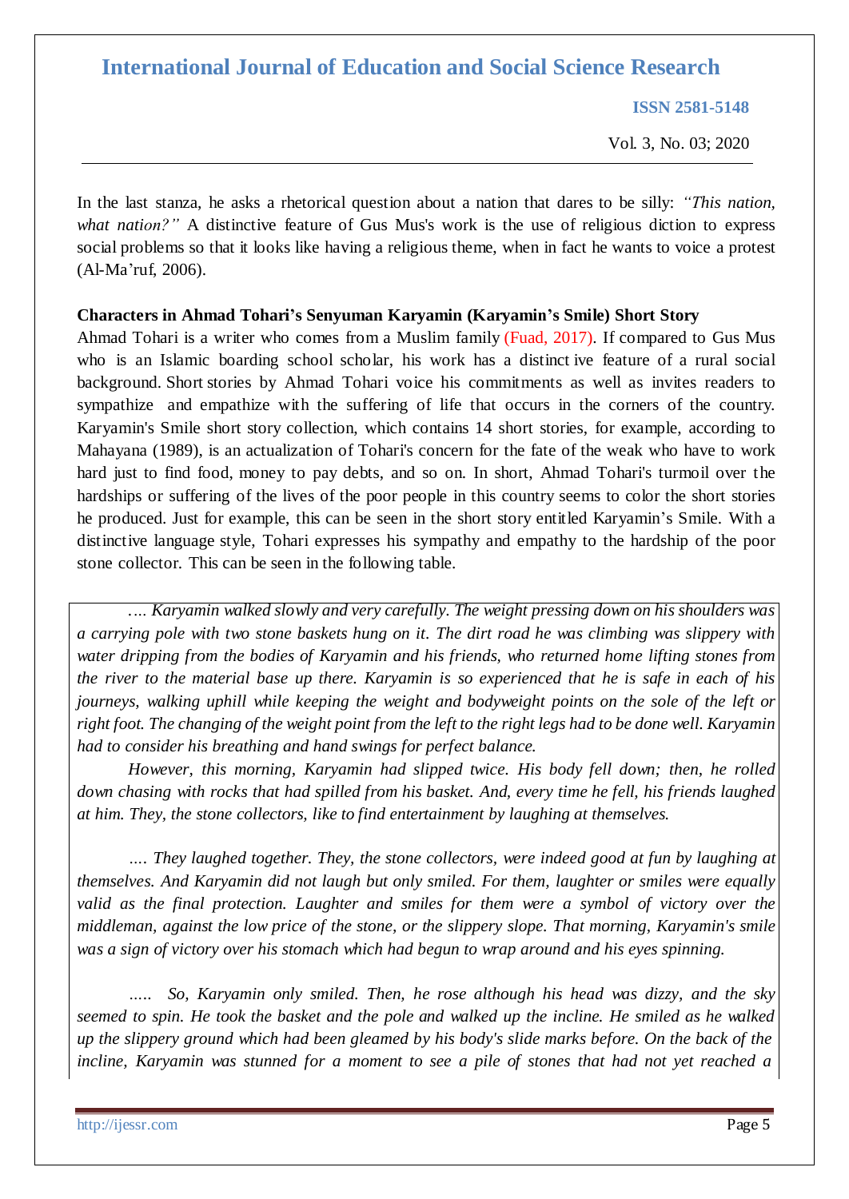In the last stanza, he asks a rhetorical question about a nation that dares to be silly: *"This nation, what nation?"* A distinctive feature of Gus Mus's work is the use of religious diction to express social problems so that it looks like having a religious theme, when in fact he wants to voice a protest (Al-Ma'ruf, 2006).

**Characters in Ahmad Tohari's Senyuman Karyamin (Karyamin's Smile) Short Story**

Ahmad Tohari is a writer who comes from a Muslim family (Fuad, 2017). If compared to Gus Mus who is an Islamic boarding school scholar, his work has a distinct ive feature of a rural social background. Short stories by Ahmad Tohari voice his commitments as well as invites readers to sympathize and empathize with the suffering of life that occurs in the corners of the country. Karyamin's Smile short story collection, which contains 14 short stories, for example, according to Mahayana (1989), is an actualization of Tohari's concern for the fate of the weak who have to work hard just to find food, money to pay debts, and so on. In short, Ahmad Tohari's turmoil over the hardships or suffering of the lives of the poor people in this country seems to color the short stories he produced. Just for example, this can be seen in the short story entitled Karyamin's Smile. With a distinctive language style, Tohari expresses his sympathy and empathy to the hardship of the poor stone collector. This can be seen in the following table.

*.... Karyamin walked slowly and very carefully. The weight pressing down on his shoulders was a carrying pole with two stone baskets hung on it. The dirt road he was climbing was slippery with water dripping from the bodies of Karyamin and his friends, who returned home lifting stones from the river to the material base up there. Karyamin is so experienced that he is safe in each of his journeys, walking uphill while keeping the weight and bodyweight points on the sole of the left or right foot. The changing of the weight point from the left to the right legs had to be done well. Karyamin had to consider his breathing and hand swings for perfect balance.*

*However, this morning, Karyamin had slipped twice. His body fell down; then, he rolled down chasing with rocks that had spilled from his basket. And, every time he fell, his friends laughed at him. They, the stone collectors, like to find entertainment by laughing at themselves.*

*.... They laughed together. They, the stone collectors, were indeed good at fun by laughing at themselves. And Karyamin did not laugh but only smiled. For them, laughter or smiles were equally valid as the final protection. Laughter and smiles for them were a symbol of victory over the middleman, against the low price of the stone, or the slippery slope. That morning, Karyamin's smile was a sign of victory over his stomach which had begun to wrap around and his eyes spinning.*

*..... So, Karyamin only smiled. Then, he rose although his head was dizzy, and the sky seemed to spin. He took the basket and the pole and walked up the incline. He smiled as he walked up the slippery ground which had been gleamed by his body's slide marks before. On the back of the incline, Karyamin was stunned for a moment to see a pile of stones that had not yet reached a*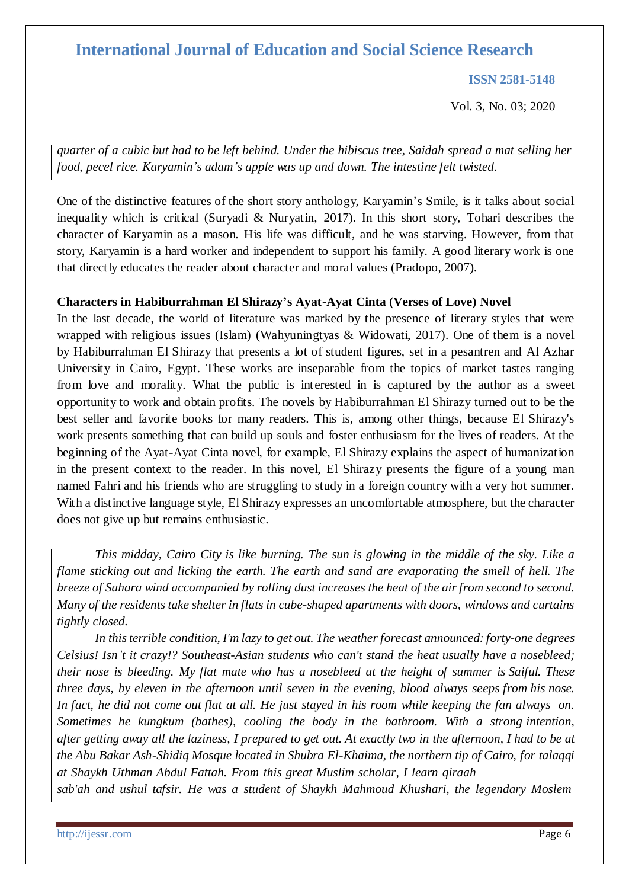*quarter of a cubic but had to be left behind. Under the hibiscus tree, Saidah spread a mat selling her food, pecel rice. Karyamin's adam's apple was up and down. The intestine felt twisted.*

One of the distinctive features of the short story anthology, Karyamin's Smile, is it talks about social inequality which is critical (Suryadi & Nuryatin, 2017). In this short story, Tohari describes the character of Karyamin as a mason. His life was difficult, and he was starving. However, from that story, Karyamin is a hard worker and independent to support his family. A good literary work is one that directly educates the reader about character and moral values (Pradopo, 2007).

**Characters in Habiburrahman El Shirazy's Ayat-Ayat Cinta (Verses of Love) Novel**

In the last decade, the world of literature was marked by the presence of literary styles that were wrapped with religious issues (Islam) (Wahyuningtyas & Widowati, 2017). One of them is a novel by Habiburrahman El Shirazy that presents a lot of student figures, set in a pesantren and Al Azhar University in Cairo, Egypt. These works are inseparable from the topics of market tastes ranging from love and morality. What the public is interested in is captured by the author as a sweet opportunity to work and obtain profits. The novels by Habiburrahman El Shirazy turned out to be the best seller and favorite books for many readers. This is, among other things, because El Shirazy's work presents something that can build up souls and foster enthusiasm for the lives of readers. At the beginning of the Ayat-Ayat Cinta novel, for example, El Shirazy explains the aspect of humanization in the present context to the reader. In this novel, El Shirazy presents the figure of a young man named Fahri and his friends who are struggling to study in a foreign country with a very hot summer. With a distinctive language style, El Shirazy expresses an uncomfortable atmosphere, but the character does not give up but remains enthusiastic.

*This midday, Cairo City is like burning. The sun is glowing in the middle of the sky. Like a flame sticking out and licking the earth. The earth and sand are evaporating the smell of hell. The breeze of Sahara wind accompanied by rolling dust increases the heat of the air from second to second. Many of the residents take shelter in flats in cube-shaped apartments with doors, windows and curtains tightly closed.*

*In this terrible condition, I'm lazy to get out. The weather forecast announced: forty-one degrees Celsius! Isn't it crazy!? Southeast-Asian students who can't stand the heat usually have a nosebleed; their nose is bleeding. My flat mate who has a nosebleed at the height of summer is Saiful. These three days, by eleven in the afternoon until seven in the evening, blood always seeps from his nose. In fact, he did not come out flat at all. He just stayed in his room while keeping the fan always on. Sometimes he kungkum (bathes), cooling the body in the bathroom. With a strong intention, after getting away all the laziness, I prepared to get out. At exactly two in the afternoon, I had to be at the Abu Bakar Ash-Shidiq Mosque located in Shubra El-Khaima, the northern tip of Cairo, for talaqqi at Shaykh Uthman Abdul Fattah. From this great Muslim scholar, I learn qiraah sab'ah and ushul tafsir. He was a student of Shaykh Mahmoud Khushari, the legendary Moslem*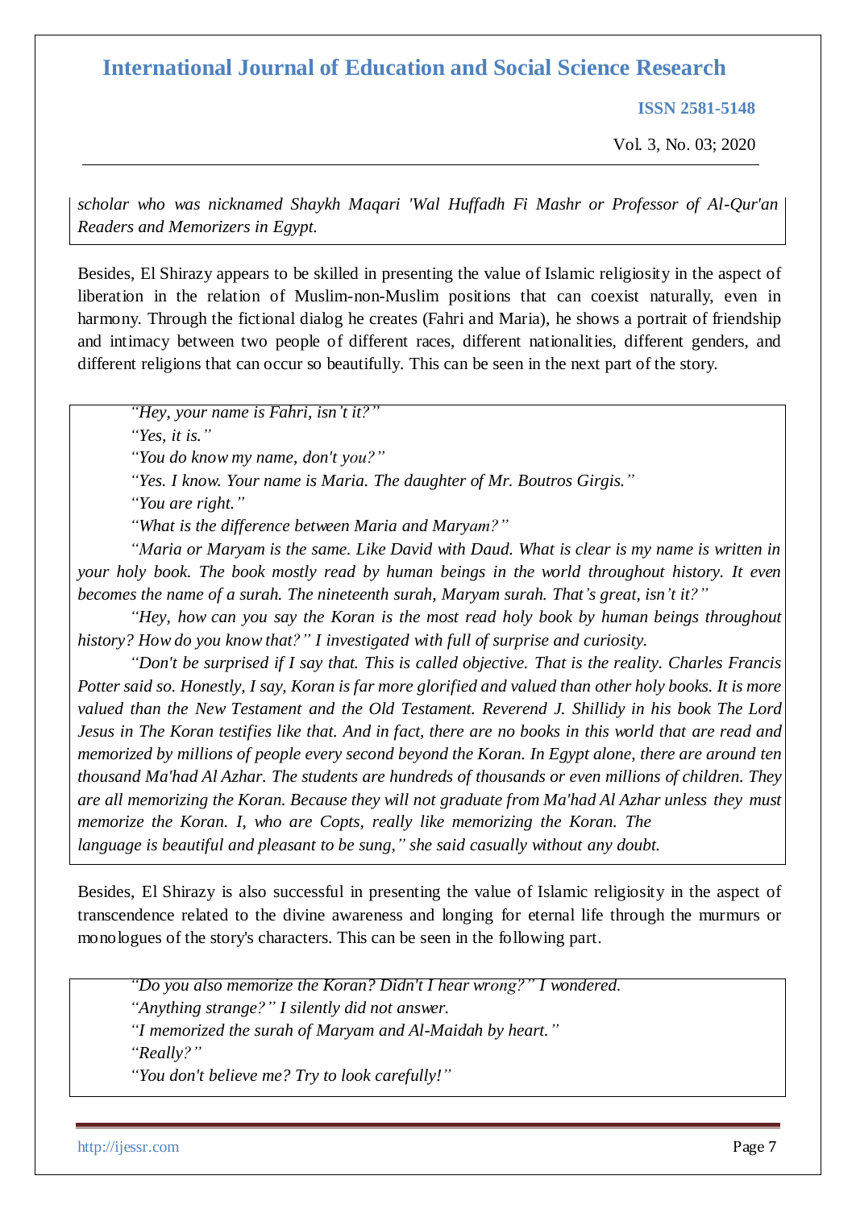*scholar who was nicknamed Shaykh Maqari 'Wal Huffadh Fi Mashr or Professor of Al-Qur'an Readers and Memorizers in Egypt.*

Besides, El Shirazy appears to be skilled in presenting the value of Islamic religiosity in the aspect of liberation in the relation of Muslim-non-Muslim positions that can coexist naturally, even in harmony. Through the fictional dialog he creates (Fahri and Maria), he shows a portrait of friendship and intimacy between two people of different races, different nationalities, different genders, and different religions that can occur so beautifully. This can be seen in the next part of the story.

> *"Hey, your name is Fahri, isn't it?"*
>
> *"Yes, it is."*
>
> *"You do know my name, don't you?"*
>
> *"Yes. I know. Your name is Maria. The daughter of Mr. Boutros Girgis."*
>
> *"You are right."*
>
> *"What is the difference between Maria and Maryam?"*
>
> *"Maria or Maryam is the same. Like David with Daud. What is clear is my name is written in your holy book. The book mostly read by human beings in the world throughout history. It even becomes the name of a surah. The nineteenth surah, Maryam surah. That's great, isn't it?"*
>
> *"Hey, how can you say the Koran is the most read holy book by human beings throughout history? How do you know that?" I investigated with full of surprise and curiosity.*
>
> *"Don't be surprised if I say that. This is called objective. That is the reality. Charles Francis Potter said so. Honestly, I say, Koran is far more glorified and valued than other holy books. It is more valued than the New Testament and the Old Testament. Reverend J. Shillidy in his book The Lord Jesus in The Koran testifies like that. And in fact, there are no books in this world that are read and memorized by millions of people every second beyond the Koran. In Egypt alone, there are around ten thousand Ma'had Al Azhar. The students are hundreds of thousands or even millions of children. They are all memorizing the Koran. Because they will not graduate from Ma'had Al Azhar unless they must memorize the Koran. I, who are Copts, really like memorizing the Koran. The language is beautiful and pleasant to be sung," she said casually without any doubt.*

Besides, El Shirazy is also successful in presenting the value of Islamic religiosity in the aspect of transcendence related to the divine awareness and longing for eternal life through the murmurs or monologues of the story's characters. This can be seen in the following part.

> *"Do you also memorize the Koran? Didn't I hear wrong?" I wondered.*
>
> *"Anything strange?" I silently did not answer.*
>
> *"I memorized the surah of Maryam and Al-Maidah by heart."*
>
> *"Really?"*
>
> *"You don't believe me? Try to look carefully!"*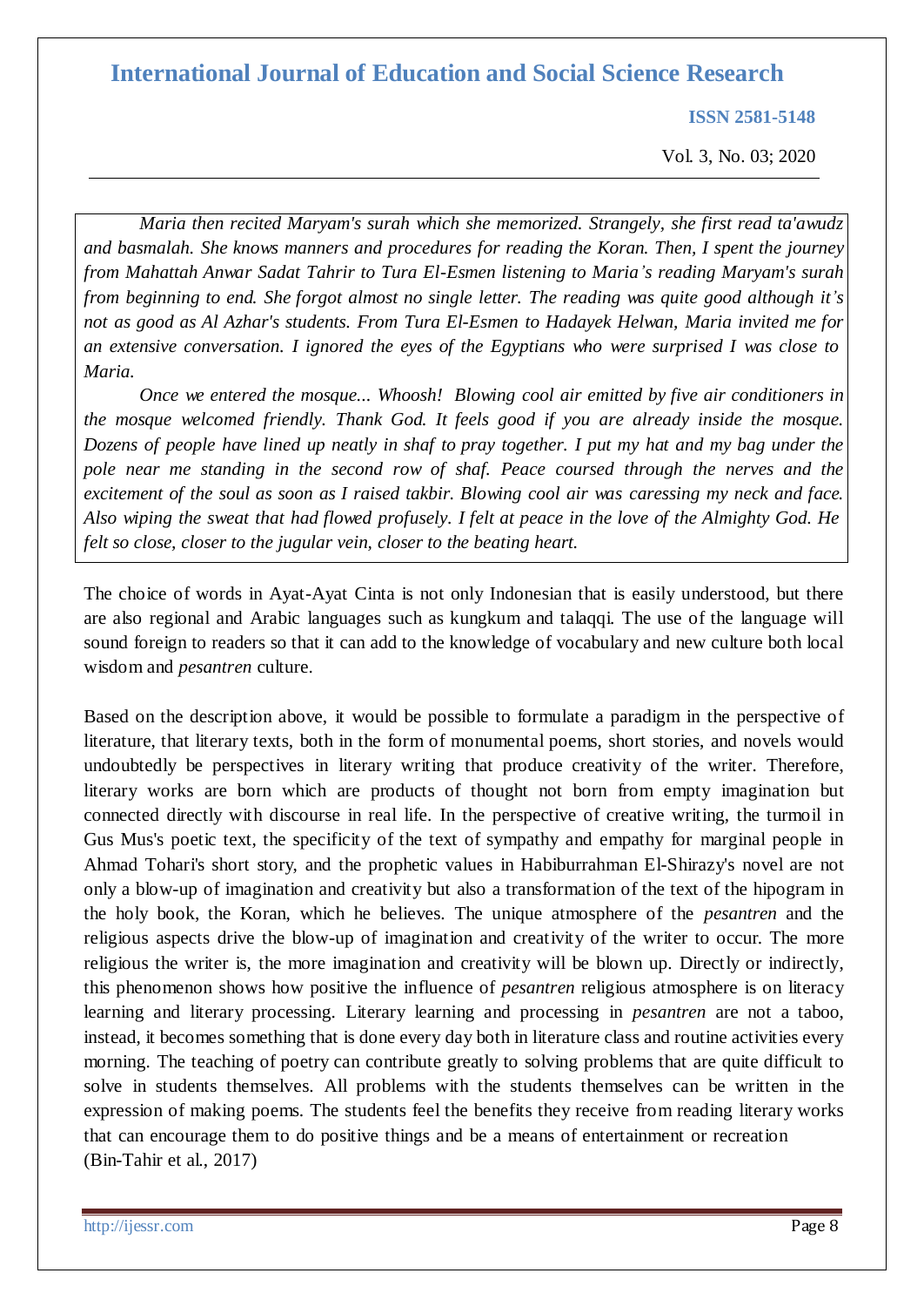*Maria then recited Maryam's surah which she memorized. Strangely, she first read ta'awudz and basmalah. She knows manners and procedures for reading the Koran. Then, I spent the journey from Mahattah Anwar Sadat Tahrir to Tura El-Esmen listening to Maria's reading Maryam's surah from beginning to end. She forgot almost no single letter. The reading was quite good although it's not as good as Al Azhar's students. From Tura El-Esmen to Hadayek Helwan, Maria invited me for an extensive conversation. I ignored the eyes of the Egyptians who were surprised I was close to Maria.*

*Once we entered the mosque... Whoosh! Blowing cool air emitted by five air conditioners in the mosque welcomed friendly. Thank God. It feels good if you are already inside the mosque. Dozens of people have lined up neatly in shaf to pray together. I put my hat and my bag under the pole near me standing in the second row of shaf. Peace coursed through the nerves and the excitement of the soul as soon as I raised takbir. Blowing cool air was caressing my neck and face. Also wiping the sweat that had flowed profusely. I felt at peace in the love of the Almighty God. He felt so close, closer to the jugular vein, closer to the beating heart.*

The choice of words in Ayat-Ayat Cinta is not only Indonesian that is easily understood, but there are also regional and Arabic languages such as kungkum and talaqqi. The use of the language will sound foreign to readers so that it can add to the knowledge of vocabulary and new culture both local wisdom and *pesantren* culture.

Based on the description above, it would be possible to formulate a paradigm in the perspective of literature, that literary texts, both in the form of monumental poems, short stories, and novels would undoubtedly be perspectives in literary writing that produce creativity of the writer. Therefore, literary works are born which are products of thought not born from empty imagination but connected directly with discourse in real life. In the perspective of creative writing, the turmoil in Gus Mus's poetic text, the specificity of the text of sympathy and empathy for marginal people in Ahmad Tohari's short story, and the prophetic values in Habiburrahman El-Shirazy's novel are not only a blow-up of imagination and creativity but also a transformation of the text of the hipogram in the holy book, the Koran, which he believes. The unique atmosphere of the *pesantren* and the religious aspects drive the blow-up of imagination and creativity of the writer to occur. The more religious the writer is, the more imagination and creativity will be blown up. Directly or indirectly, this phenomenon shows how positive the influence of *pesantren* religious atmosphere is on literacy learning and literary processing. Literary learning and processing in *pesantren* are not a taboo, instead, it becomes something that is done every day both in literature class and routine activities every morning. The teaching of poetry can contribute greatly to solving problems that are quite difficult to solve in students themselves. All problems with the students themselves can be written in the expression of making poems. The students feel the benefits they receive from reading literary works that can encourage them to do positive things and be a means of entertainment or recreation (Bin-Tahir et al., 2017)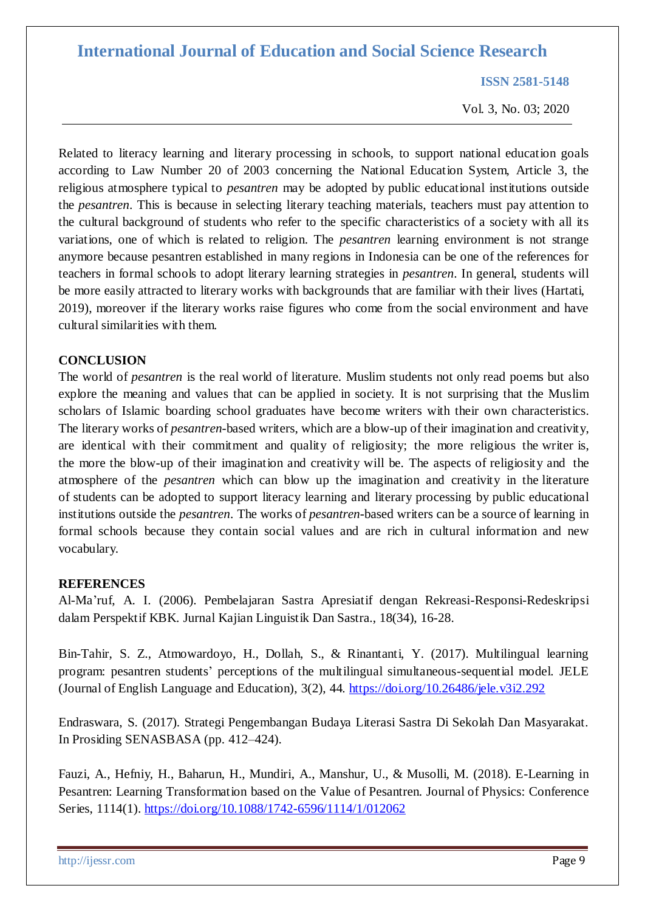Related to literacy learning and literary processing in schools, to support national education goals according to Law Number 20 of 2003 concerning the National Education System, Article 3, the religious atmosphere typical to *pesantren* may be adopted by public educational institutions outside the *pesantren*. This is because in selecting literary teaching materials, teachers must pay attention to the cultural background of students who refer to the specific characteristics of a society with all its variations, one of which is related to religion. The *pesantren* learning environment is not strange anymore because pesantren established in many regions in Indonesia can be one of the references for teachers in formal schools to adopt literary learning strategies in *pesantren*. In general, students will be more easily attracted to literary works with backgrounds that are familiar with their lives (Hartati, 2019), moreover if the literary works raise figures who come from the social environment and have cultural similarities with them.

## CONCLUSION

The world of *pesantren* is the real world of literature. Muslim students not only read poems but also explore the meaning and values that can be applied in society. It is not surprising that the Muslim scholars of Islamic boarding school graduates have become writers with their own characteristics. The literary works of *pesantren*-based writers, which are a blow-up of their imagination and creativity, are identical with their commitment and quality of religiosity; the more religious the writer is, the more the blow-up of their imagination and creativity will be. The aspects of religiosity and the atmosphere of the *pesantren* which can blow up the imagination and creativity in the literature of students can be adopted to support literacy learning and literary processing by public educational institutions outside the *pesantren*. The works of *pesantren*-based writers can be a source of learning in formal schools because they contain social values and are rich in cultural information and new vocabulary.

## REFERENCES

Al-Ma'ruf, A. I. (2006). Pembelajaran Sastra Apresiatif dengan Rekreasi-Responsi-Redeskripsi dalam Perspektif KBK. Jurnal Kajian Linguistik Dan Sastra., 18(34), 16-28.

Bin-Tahir, S. Z., Atmowardoyo, H., Dollah, S., & Rinantanti, Y. (2017). Multilingual learning program: pesantren students' perceptions of the multilingual simultaneous-sequential model. JELE (Journal of English Language and Education), 3(2), 44. https://doi.org/10.26486/jele.v3i2.292

Endraswara, S. (2017). Strategi Pengembangan Budaya Literasi Sastra Di Sekolah Dan Masyarakat. In Prosiding SENASBASA (pp. 412–424).

Fauzi, A., Hefniy, H., Baharun, H., Mundiri, A., Manshur, U., & Musolli, M. (2018). E-Learning in Pesantren: Learning Transformation based on the Value of Pesantren. Journal of Physics: Conference Series, 1114(1). https://doi.org/10.1088/1742-6596/1114/1/012062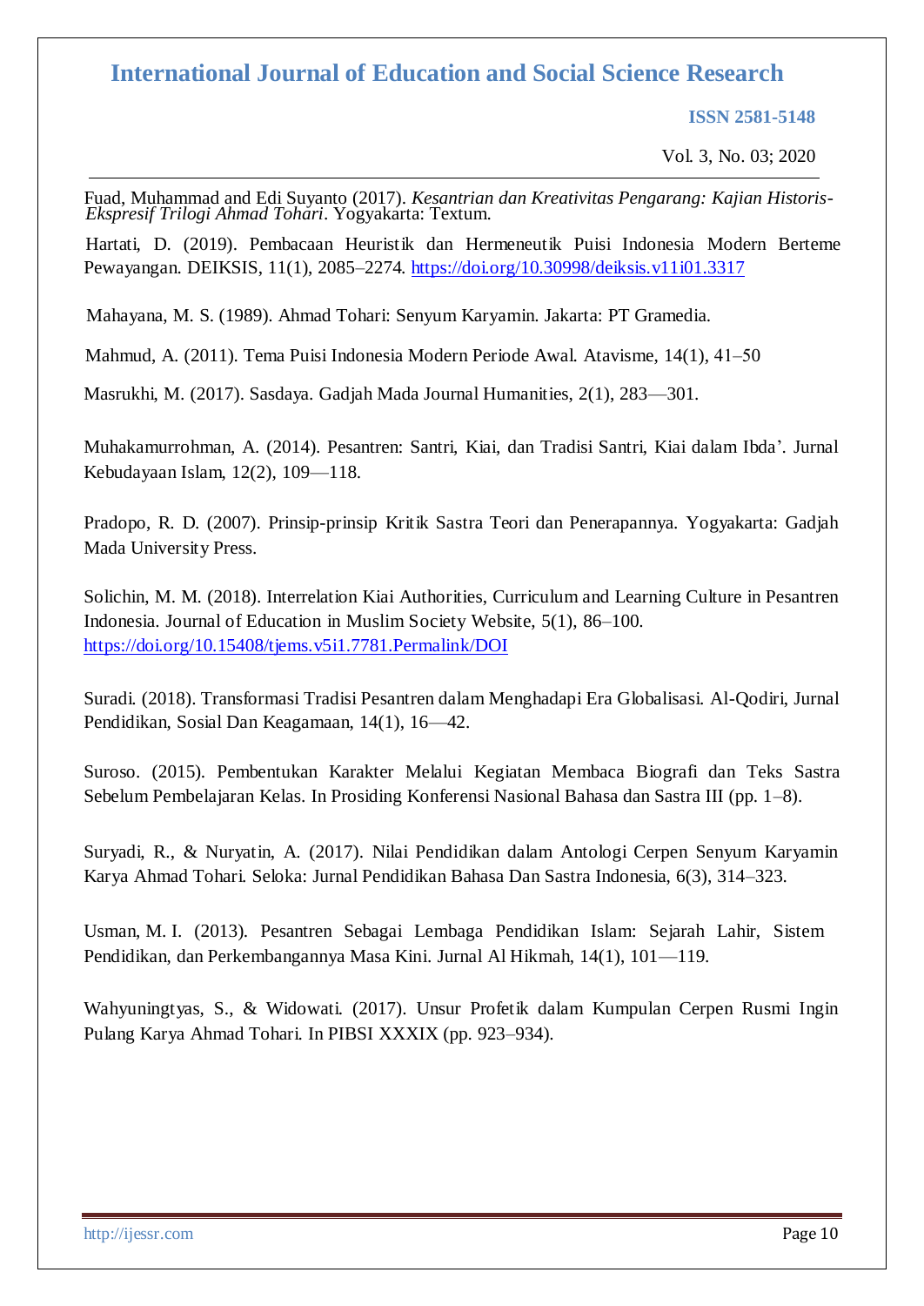Fuad, Muhammad and Edi Suyanto (2017). *Kesantrian dan Kreativitas Pengarang: Kajian Historis-Ekspresif Trilogi Ahmad Tohari*. Yogyakarta: Textum.

Hartati, D. (2019). Pembacaan Heuristik dan Hermeneutik Puisi Indonesia Modern Berteme Pewayangan. DEIKSIS, 11(1), 2085–2274. https://doi.org/10.30998/deiksis.v11i01.3317

Mahayana, M. S. (1989). Ahmad Tohari: Senyum Karyamin. Jakarta: PT Gramedia.

Mahmud, A. (2011). Tema Puisi Indonesia Modern Periode Awal. Atavisme, 14(1), 41–50

Masrukhi, M. (2017). Sasdaya. Gadjah Mada Journal Humanities, 2(1), 283—301.

Muhakamurrohman, A. (2014). Pesantren: Santri, Kiai, dan Tradisi Santri, Kiai dalam Ibda'. Jurnal Kebudayaan Islam, 12(2), 109—118.

Pradopo, R. D. (2007). Prinsip-prinsip Kritik Sastra Teori dan Penerapannya. Yogyakarta: Gadjah Mada University Press.

Solichin, M. M. (2018). Interrelation Kiai Authorities, Curriculum and Learning Culture in Pesantren Indonesia. Journal of Education in Muslim Society Website, 5(1), 86–100. https://doi.org/10.15408/tjems.v5i1.7781.Permalink/DOI

Suradi. (2018). Transformasi Tradisi Pesantren dalam Menghadapi Era Globalisasi. Al-Qodiri, Jurnal Pendidikan, Sosial Dan Keagamaan, 14(1), 16—42.

Suroso. (2015). Pembentukan Karakter Melalui Kegiatan Membaca Biografi dan Teks Sastra Sebelum Pembelajaran Kelas. In Prosiding Konferensi Nasional Bahasa dan Sastra III (pp. 1–8).

Suryadi, R., & Nuryatin, A. (2017). Nilai Pendidikan dalam Antologi Cerpen Senyum Karyamin Karya Ahmad Tohari. Seloka: Jurnal Pendidikan Bahasa Dan Sastra Indonesia, 6(3), 314–323.

Usman, M. I. (2013). Pesantren Sebagai Lembaga Pendidikan Islam: Sejarah Lahir, Sistem Pendidikan, dan Perkembangannya Masa Kini. Jurnal Al Hikmah, 14(1), 101—119.

Wahyuningtyas, S., & Widowati. (2017). Unsur Profetik dalam Kumpulan Cerpen Rusmi Ingin Pulang Karya Ahmad Tohari. In PIBSI XXXIX (pp. 923–934).